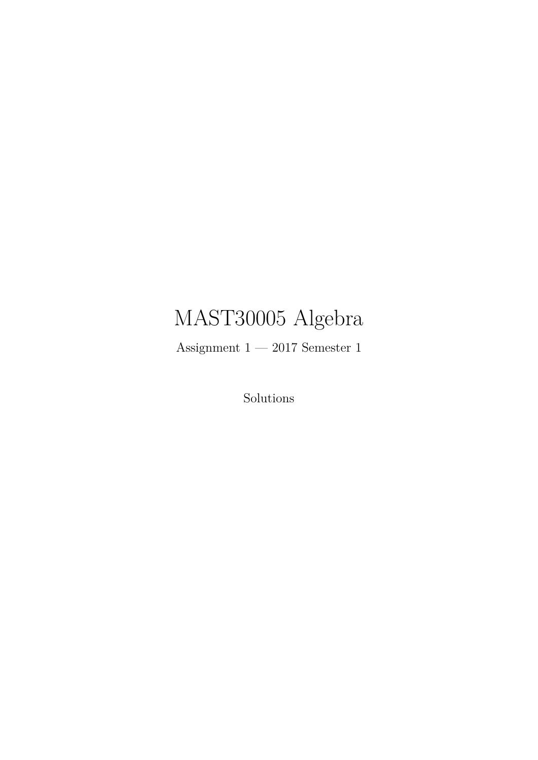# MAST30005 Algebra

Assignment 1 — 2017 Semester 1

Solutions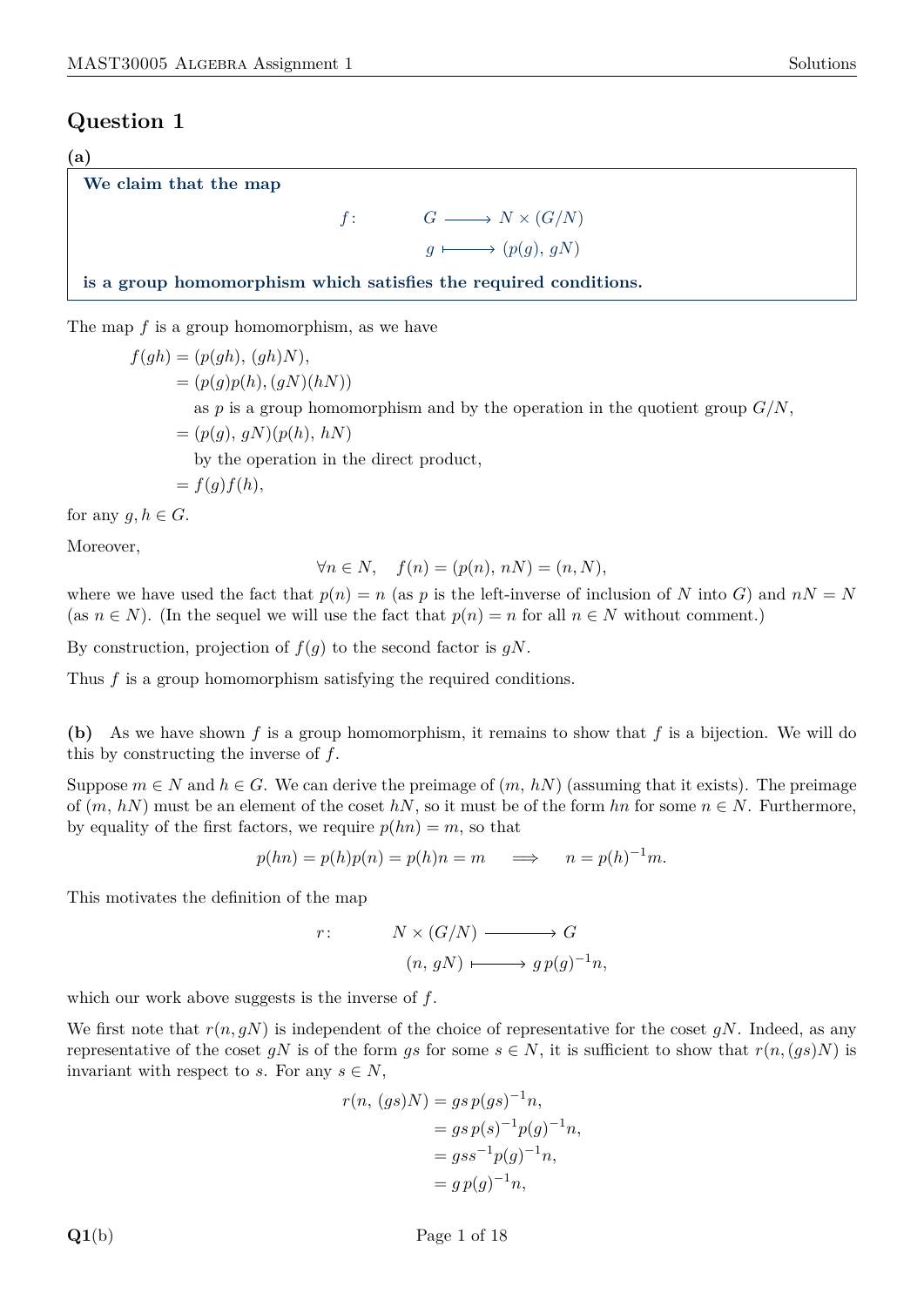## Question 1

**(a)**

> **We claim that the map**
>
> $$f\colon \quad G \longrightarrow N \times (G/N)$$
> $$g \longmapsto (p(g),\, gN)$$
>
> **is a group homomorphism which satisfies the required conditions.**

The map $f$ is a group homomorphism, as we have

$$
\begin{aligned}
f(gh) &= (p(gh),\, (gh)N), \\
&= (p(g)p(h), (gN)(hN)) \\
&\quad \text{as } p \text{ is a group homomorphism and by the operation in the quotient group } G/N, \\
&= (p(g),\, gN)(p(h),\, hN) \\
&\quad \text{by the operation in the direct product,} \\
&= f(g)f(h),
\end{aligned}
$$

for any $g, h \in G$.

Moreover,

$$\forall n \in N, \quad f(n) = (p(n),\, nN) = (n, N),$$

where we have used the fact that $p(n) = n$ (as $p$ is the left-inverse of inclusion of $N$ into $G$) and $nN = N$ (as $n \in N$). (In the sequel we will use the fact that $p(n) = n$ for all $n \in N$ without comment.)

By construction, projection of $f(g)$ to the second factor is $gN$.

Thus $f$ is a group homomorphism satisfying the required conditions.

**(b)** As we have shown $f$ is a group homomorphism, it remains to show that $f$ is a bijection. We will do this by constructing the inverse of $f$.

Suppose $m \in N$ and $h \in G$. We can derive the preimage of $(m,\, hN)$ (assuming that it exists). The preimage of $(m,\, hN)$ must be an element of the coset $hN$, so it must be of the form $hn$ for some $n \in N$. Furthermore, by equality of the first factors, we require $p(hn) = m$, so that

$$p(hn) = p(h)p(n) = p(h)n = m \quad \implies \quad n = p(h)^{-1}m.$$

This motivates the definition of the map

$$r\colon \quad N \times (G/N) \longrightarrow G$$
$$(n,\, gN) \longmapsto g\,p(g)^{-1}n,$$

which our work above suggests is the inverse of $f$.

We first note that $r(n, gN)$ is independent of the choice of representative for the coset $gN$. Indeed, as any representative of the coset $gN$ is of the form $gs$ for some $s \in N$, it is sufficient to show that $r(n, (gs)N)$ is invariant with respect to $s$. For any $s \in N$,

$$
\begin{aligned}
r(n,\, (gs)N) &= gs\,p(gs)^{-1}n, \\
&= gs\,p(s)^{-1}p(g)^{-1}n, \\
&= gss^{-1}p(g)^{-1}n, \\
&= g\,p(g)^{-1}n,
\end{aligned}
$$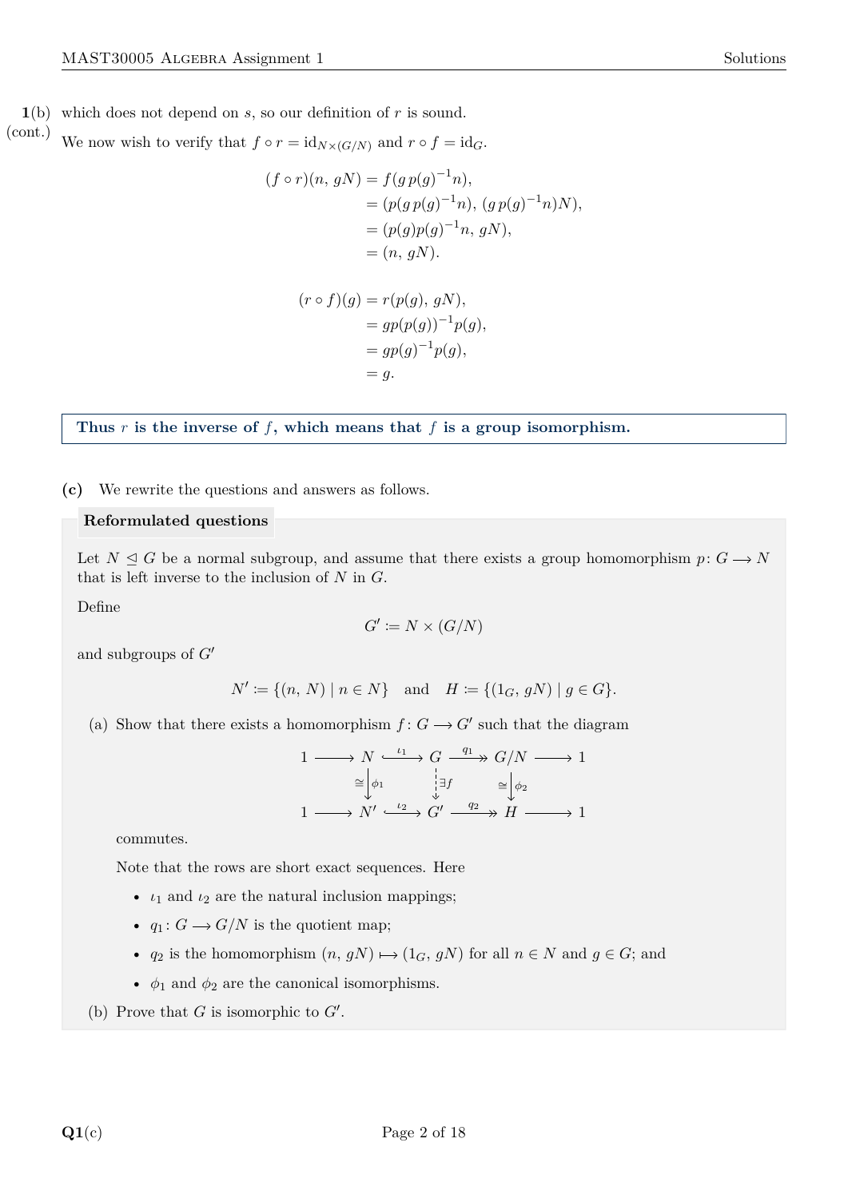**1**(b) (cont.) which does not depend on $s$, so our definition of $r$ is sound.

We now wish to verify that $f \circ r = \mathrm{id}_{N \times (G/N)}$ and $r \circ f = \mathrm{id}_G$.

$$
\begin{aligned}
(f \circ r)(n,\, gN) &= f(g\, p(g)^{-1} n), \\
&= (p(g\, p(g)^{-1} n),\, (g\, p(g)^{-1} n)N), \\
&= (p(g) p(g)^{-1} n,\, gN), \\
&= (n,\, gN).
\end{aligned}
$$

$$
\begin{aligned}
(r \circ f)(g) &= r(p(g),\, gN), \\
&= g p(p(g))^{-1} p(g), \\
&= g p(g)^{-1} p(g), \\
&= g.
\end{aligned}
$$

**Thus $r$ is the inverse of $f$, which means that $f$ is a group isomorphism.**

**(c)** We rewrite the questions and answers as follows.

**Reformulated questions**

Let $N \trianglelefteq G$ be a normal subgroup, and assume that there exists a group homomorphism $p\colon G \longrightarrow N$ that is left inverse to the inclusion of $N$ in $G$.

Define

$$G' \coloneqq N \times (G/N)$$

and subgroups of $G'$

$$N' \coloneqq \{(n,\, N) \mid n \in N\} \quad \text{and} \quad H \coloneqq \{(1_G,\, gN) \mid g \in G\}.$$

(a) Show that there exists a homomorphism $f\colon G \longrightarrow G'$ such that the diagram

$$
\begin{array}{ccccccccc}
1 & \longrightarrow & N & \xhookrightarrow{\iota_1} & G & \xrightarrow{q_1} & G/N & \longrightarrow & 1 \\
 & & \cong \big\downarrow \phi_1 & & \big\downarrow \exists f & & \cong \big\downarrow \phi_2 & & \\
1 & \longrightarrow & N' & \xhookrightarrow{\iota_2} & G' & \xrightarrow{q_2} & H & \longrightarrow & 1
\end{array}
$$

commutes.

Note that the rows are short exact sequences. Here

- $\iota_1$ and $\iota_2$ are the natural inclusion mappings;
- $q_1\colon G \longrightarrow G/N$ is the quotient map;
- $q_2$ is the homomorphism $(n,\, gN) \longmapsto (1_G,\, gN)$ for all $n \in N$ and $g \in G$; and
- $\phi_1$ and $\phi_2$ are the canonical isomorphisms.

(b) Prove that $G$ is isomorphic to $G'$.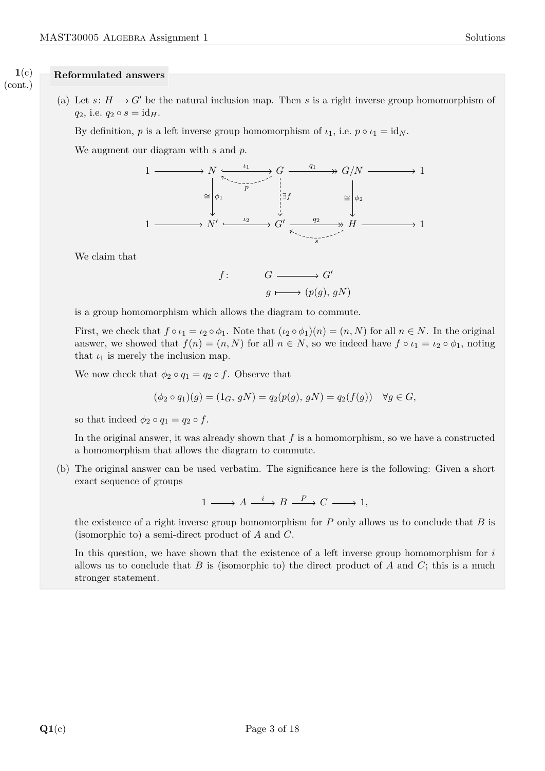**1**(c) (cont.)

**Reformulated answers**

(a) Let $s\colon H \longrightarrow G'$ be the natural inclusion map. Then $s$ is a right inverse group homomorphism of $q_2$, i.e. $q_2 \circ s = \mathrm{id}_H$.

By definition, $p$ is a left inverse group homomorphism of $\iota_1$, i.e. $p \circ \iota_1 = \mathrm{id}_N$.

We augment our diagram with $s$ and $p$.

$$
\begin{array}{ccccccccc}
1 & \longrightarrow & N & \xrightarrow{\iota_1} & G & \xrightarrow{q_1} & G/N & \longrightarrow & 1 \\
 & & \downarrow{\scriptstyle \cong\, \phi_1} & & \downarrow{\scriptstyle \exists f} & & \downarrow{\scriptstyle \cong\, \phi_2} & & \\
1 & \longrightarrow & N' & \xrightarrow{\iota_2} & G' & \xrightarrow{q_2} & H & \longrightarrow & 1
\end{array}
$$

(with $p\colon G \to N$ and $s\colon H \to G'$ shown as dashed arrows)

We claim that

$$
\begin{aligned}
f\colon \quad & G \longrightarrow G' \\
& g \longmapsto (p(g),\, gN)
\end{aligned}
$$

is a group homomorphism which allows the diagram to commute.

First, we check that $f \circ \iota_1 = \iota_2 \circ \phi_1$. Note that $(\iota_2 \circ \phi_1)(n) = (n, N)$ for all $n \in N$. In the original answer, we showed that $f(n) = (n, N)$ for all $n \in N$, so we indeed have $f \circ \iota_1 = \iota_2 \circ \phi_1$, noting that $\iota_1$ is merely the inclusion map.

We now check that $\phi_2 \circ q_1 = q_2 \circ f$. Observe that

$$(\phi_2 \circ q_1)(g) = (1_G,\, gN) = q_2(p(g),\, gN) = q_2(f(g)) \quad \forall g \in G,$$

so that indeed $\phi_2 \circ q_1 = q_2 \circ f$.

In the original answer, it was already shown that $f$ is a homomorphism, so we have a constructed a homomorphism that allows the diagram to commute.

(b) The original answer can be used verbatim. The significance here is the following: Given a short exact sequence of groups

$$1 \longrightarrow A \xrightarrow{\ i\ } B \xrightarrow{\ P\ } C \longrightarrow 1,$$

the existence of a right inverse group homomorphism for $P$ only allows us to conclude that $B$ is (isomorphic to) a semi-direct product of $A$ and $C$.

In this question, we have shown that the existence of a left inverse group homomorphism for $i$ allows us to conclude that $B$ is (isomorphic to) the direct product of $A$ and $C$; this is a much stronger statement.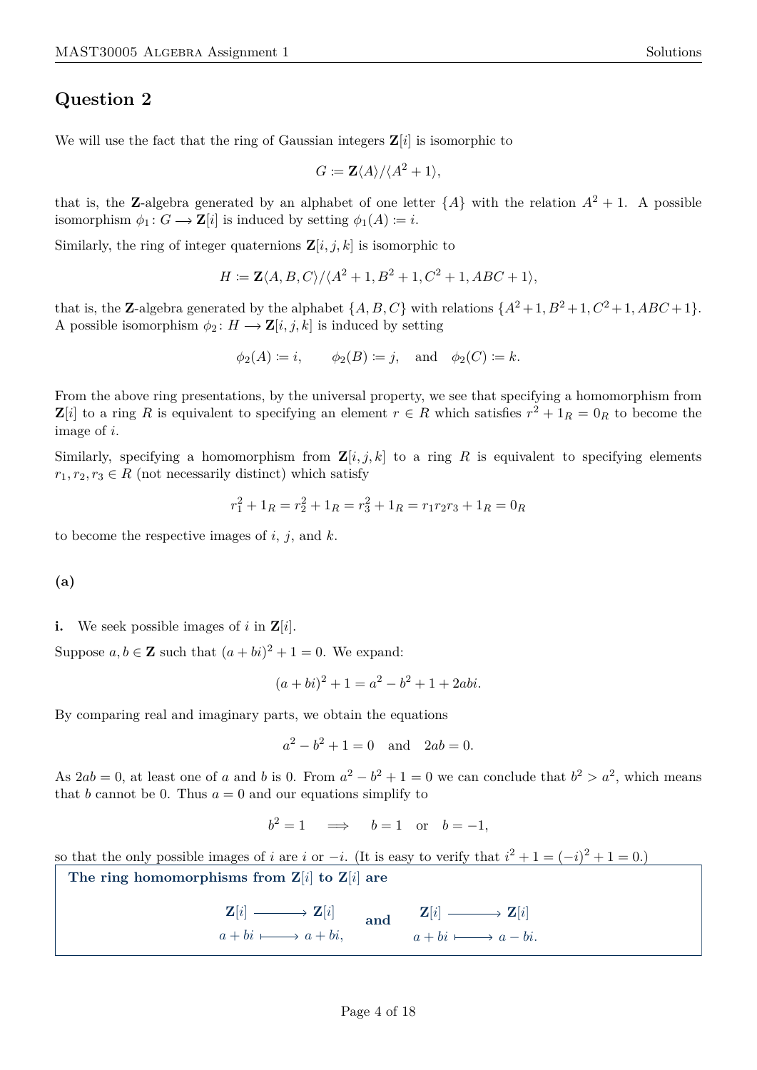## Question 2

We will use the fact that the ring of Gaussian integers $\mathbf{Z}[i]$ is isomorphic to

$$G := \mathbf{Z}\langle A\rangle/\langle A^2+1\rangle,$$

that is, the $\mathbf{Z}$-algebra generated by an alphabet of one letter $\{A\}$ with the relation $A^2+1$. A possible isomorphism $\phi_1\colon G \longrightarrow \mathbf{Z}[i]$ is induced by setting $\phi_1(A) := i$.

Similarly, the ring of integer quaternions $\mathbf{Z}[i,j,k]$ is isomorphic to

$$H := \mathbf{Z}\langle A,B,C\rangle/\langle A^2+1, B^2+1, C^2+1, ABC+1\rangle,$$

that is, the $\mathbf{Z}$-algebra generated by the alphabet $\{A,B,C\}$ with relations $\{A^2+1, B^2+1, C^2+1, ABC+1\}$. A possible isomorphism $\phi_2\colon H \longrightarrow \mathbf{Z}[i,j,k]$ is induced by setting

$$\phi_2(A) := i, \qquad \phi_2(B) := j, \quad \text{and} \quad \phi_2(C) := k.$$

From the above ring presentations, by the universal property, we see that specifying a homomorphism from $\mathbf{Z}[i]$ to a ring $R$ is equivalent to specifying an element $r \in R$ which satisfies $r^2 + 1_R = 0_R$ to become the image of $i$.

Similarly, specifying a homomorphism from $\mathbf{Z}[i,j,k]$ to a ring $R$ is equivalent to specifying elements $r_1, r_2, r_3 \in R$ (not necessarily distinct) which satisfy

$$r_1^2 + 1_R = r_2^2 + 1_R = r_3^2 + 1_R = r_1 r_2 r_3 + 1_R = 0_R$$

to become the respective images of $i$, $j$, and $k$.

**(a)**

**i.** We seek possible images of $i$ in $\mathbf{Z}[i]$.

Suppose $a, b \in \mathbf{Z}$ such that $(a+bi)^2 + 1 = 0$. We expand:

$$(a+bi)^2 + 1 = a^2 - b^2 + 1 + 2abi.$$

By comparing real and imaginary parts, we obtain the equations

$$a^2 - b^2 + 1 = 0 \quad \text{and} \quad 2ab = 0.$$

As $2ab = 0$, at least one of $a$ and $b$ is 0. From $a^2 - b^2 + 1 = 0$ we can conclude that $b^2 > a^2$, which means that $b$ cannot be 0. Thus $a = 0$ and our equations simplify to

$$b^2 = 1 \quad \implies \quad b = 1 \quad \text{or} \quad b = -1,$$

so that the only possible images of $i$ are $i$ or $-i$. (It is easy to verify that $i^2 + 1 = (-i)^2 + 1 = 0$.)

**The ring homomorphisms from $\mathbf{Z}[i]$ to $\mathbf{Z}[i]$ are**

$$\begin{aligned} \mathbf{Z}[i] &\longrightarrow \mathbf{Z}[i] \\ a+bi &\longmapsto a+bi, \end{aligned} \qquad \textbf{and} \qquad \begin{aligned} \mathbf{Z}[i] &\longrightarrow \mathbf{Z}[i] \\ a+bi &\longmapsto a-bi. \end{aligned}$$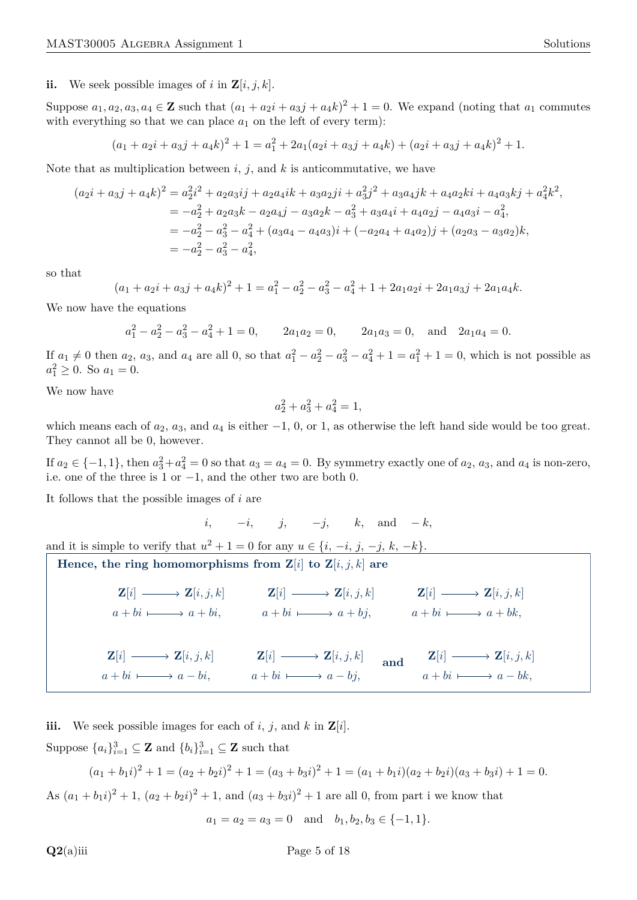**ii.** We seek possible images of $i$ in $\mathbf{Z}[i,j,k]$.

Suppose $a_1, a_2, a_3, a_4 \in \mathbf{Z}$ such that $(a_1 + a_2 i + a_3 j + a_4 k)^2 + 1 = 0$. We expand (noting that $a_1$ commutes with everything so that we can place $a_1$ on the left of every term):

$$(a_1 + a_2 i + a_3 j + a_4 k)^2 + 1 = a_1^2 + 2a_1(a_2 i + a_3 j + a_4 k) + (a_2 i + a_3 j + a_4 k)^2 + 1.$$

Note that as multiplication between $i$, $j$, and $k$ is anticommutative, we have

$$\begin{aligned}
(a_2 i + a_3 j + a_4 k)^2 &= a_2^2 i^2 + a_2 a_3 ij + a_2 a_4 ik + a_3 a_2 ji + a_3^2 j^2 + a_3 a_4 jk + a_4 a_2 ki + a_4 a_3 kj + a_4^2 k^2, \\
&= -a_2^2 + a_2 a_3 k - a_2 a_4 j - a_3 a_2 k - a_3^2 + a_3 a_4 i + a_4 a_2 j - a_4 a_3 i - a_4^2, \\
&= -a_2^2 - a_3^2 - a_4^2 + (a_3 a_4 - a_4 a_3) i + (-a_2 a_4 + a_4 a_2) j + (a_2 a_3 - a_3 a_2) k, \\
&= -a_2^2 - a_3^2 - a_4^2,
\end{aligned}$$

so that

$$(a_1 + a_2 i + a_3 j + a_4 k)^2 + 1 = a_1^2 - a_2^2 - a_3^2 - a_4^2 + 1 + 2a_1 a_2 i + 2a_1 a_3 j + 2a_1 a_4 k.$$

We now have the equations

$$a_1^2 - a_2^2 - a_3^2 - a_4^2 + 1 = 0, \qquad 2a_1 a_2 = 0, \qquad 2a_1 a_3 = 0, \quad \text{and} \quad 2a_1 a_4 = 0.$$

If $a_1 \neq 0$ then $a_2$, $a_3$, and $a_4$ are all 0, so that $a_1^2 - a_2^2 - a_3^2 - a_4^2 + 1 = a_1^2 + 1 = 0$, which is not possible as $a_1^2 \geq 0$. So $a_1 = 0$.

We now have

$$a_2^2 + a_3^2 + a_4^2 = 1,$$

which means each of $a_2$, $a_3$, and $a_4$ is either $-1$, 0, or 1, as otherwise the left hand side would be too great. They cannot all be 0, however.

If $a_2 \in \{-1, 1\}$, then $a_3^2 + a_4^2 = 0$ so that $a_3 = a_4 = 0$. By symmetry exactly one of $a_2$, $a_3$, and $a_4$ is non-zero, i.e. one of the three is 1 or $-1$, and the other two are both 0.

It follows that the possible images of $i$ are

$$i, \qquad -i, \qquad j, \qquad -j, \qquad k, \quad \text{and} \quad -k,$$

and it is simple to verify that $u^2 + 1 = 0$ for any $u \in \{i, -i, j, -j, k, -k\}$.

**Hence, the ring homomorphisms from $\mathbf{Z}[i]$ to $\mathbf{Z}[i,j,k]$ are**

$$\begin{array}{ccc}
\mathbf{Z}[i] \longrightarrow \mathbf{Z}[i,j,k] & \mathbf{Z}[i] \longrightarrow \mathbf{Z}[i,j,k] & \mathbf{Z}[i] \longrightarrow \mathbf{Z}[i,j,k] \\
a + bi \longmapsto a + bi, & a + bi \longmapsto a + bj, & a + bi \longmapsto a + bk,
\end{array}$$

$$\begin{array}{ccc}
\mathbf{Z}[i] \longrightarrow \mathbf{Z}[i,j,k] & \mathbf{Z}[i] \longrightarrow \mathbf{Z}[i,j,k] & \mathbf{Z}[i] \longrightarrow \mathbf{Z}[i,j,k] \\
a + bi \longmapsto a - bi, & a + bi \longmapsto a - bj, \quad \textbf{and} & a + bi \longmapsto a - bk,
\end{array}$$

**iii.** We seek possible images for each of $i$, $j$, and $k$ in $\mathbf{Z}[i]$.

Suppose $\{a_i\}_{i=1}^3 \subseteq \mathbf{Z}$ and $\{b_i\}_{i=1}^3 \subseteq \mathbf{Z}$ such that

$$(a_1 + b_1 i)^2 + 1 = (a_2 + b_2 i)^2 + 1 = (a_3 + b_3 i)^2 + 1 = (a_1 + b_1 i)(a_2 + b_2 i)(a_3 + b_3 i) + 1 = 0.$$

As $(a_1 + b_1 i)^2 + 1$, $(a_2 + b_2 i)^2 + 1$, and $(a_3 + b_3 i)^2 + 1$ are all 0, from part i we know that

$$a_1 = a_2 = a_3 = 0 \quad \text{and} \quad b_1, b_2, b_3 \in \{-1, 1\}.$$

**Q2**(a)iii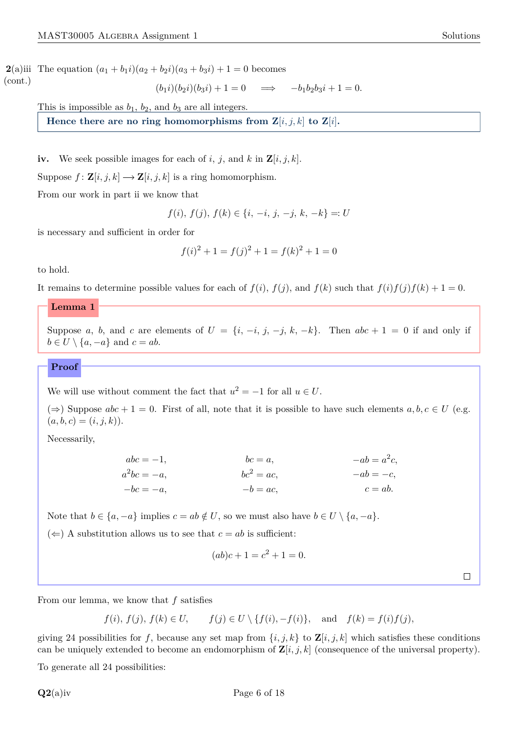**2(a)iii (cont.)** The equation $(a_1 + b_1 i)(a_2 + b_2 i)(a_3 + b_3 i) + 1 = 0$ becomes

$$(b_1 i)(b_2 i)(b_3 i) + 1 = 0 \quad \implies \quad -b_1 b_2 b_3 i + 1 = 0.$$

This is impossible as $b_1$, $b_2$, and $b_3$ are all integers.

> **Hence there are no ring homomorphisms from $\mathbf{Z}[i,j,k]$ to $\mathbf{Z}[i]$.**

**iv.** We seek possible images for each of $i$, $j$, and $k$ in $\mathbf{Z}[i,j,k]$.

Suppose $f\colon \mathbf{Z}[i,j,k] \longrightarrow \mathbf{Z}[i,j,k]$ is a ring homomorphism.

From our work in part ii we know that

$$f(i),\, f(j),\, f(k) \in \{i, -i, j, -j, k, -k\} =: U$$

is necessary and sufficient in order for

$$f(i)^2 + 1 = f(j)^2 + 1 = f(k)^2 + 1 = 0$$

to hold.

It remains to determine possible values for each of $f(i)$, $f(j)$, and $f(k)$ such that $f(i)f(j)f(k) + 1 = 0$.

**Lemma 1**

Suppose $a$, $b$, and $c$ are elements of $U = \{i, -i, j, -j, k, -k\}$. Then $abc + 1 = 0$ if and only if $b \in U \setminus \{a, -a\}$ and $c = ab$.

**Proof**

We will use without comment the fact that $u^2 = -1$ for all $u \in U$.

($\Rightarrow$) Suppose $abc + 1 = 0$. First of all, note that it is possible to have such elements $a, b, c \in U$ (e.g. $(a,b,c) = (i,j,k)$).

Necessarily,

$$\begin{aligned} abc &= -1, & bc &= a, & -ab &= a^2 c, \\ a^2 bc &= -a, & bc^2 &= ac, & -ab &= -c, \\ -bc &= -a, & -b &= ac, & c &= ab. \end{aligned}$$

Note that $b \in \{a, -a\}$ implies $c = ab \notin U$, so we must also have $b \in U \setminus \{a, -a\}$.

($\Leftarrow$) A substitution allows us to see that $c = ab$ is sufficient:

$$(ab)c + 1 = c^2 + 1 = 0.$$

$\square$

From our lemma, we know that $f$ satisfies

$$f(i),\, f(j),\, f(k) \in U, \qquad f(j) \in U \setminus \{f(i), -f(i)\}, \quad \text{and} \quad f(k) = f(i)f(j),$$

giving 24 possibilities for $f$, because any set map from $\{i,j,k\}$ to $\mathbf{Z}[i,j,k]$ which satisfies these conditions can be uniquely extended to become an endomorphism of $\mathbf{Z}[i,j,k]$ (consequence of the universal property).

To generate all 24 possibilities: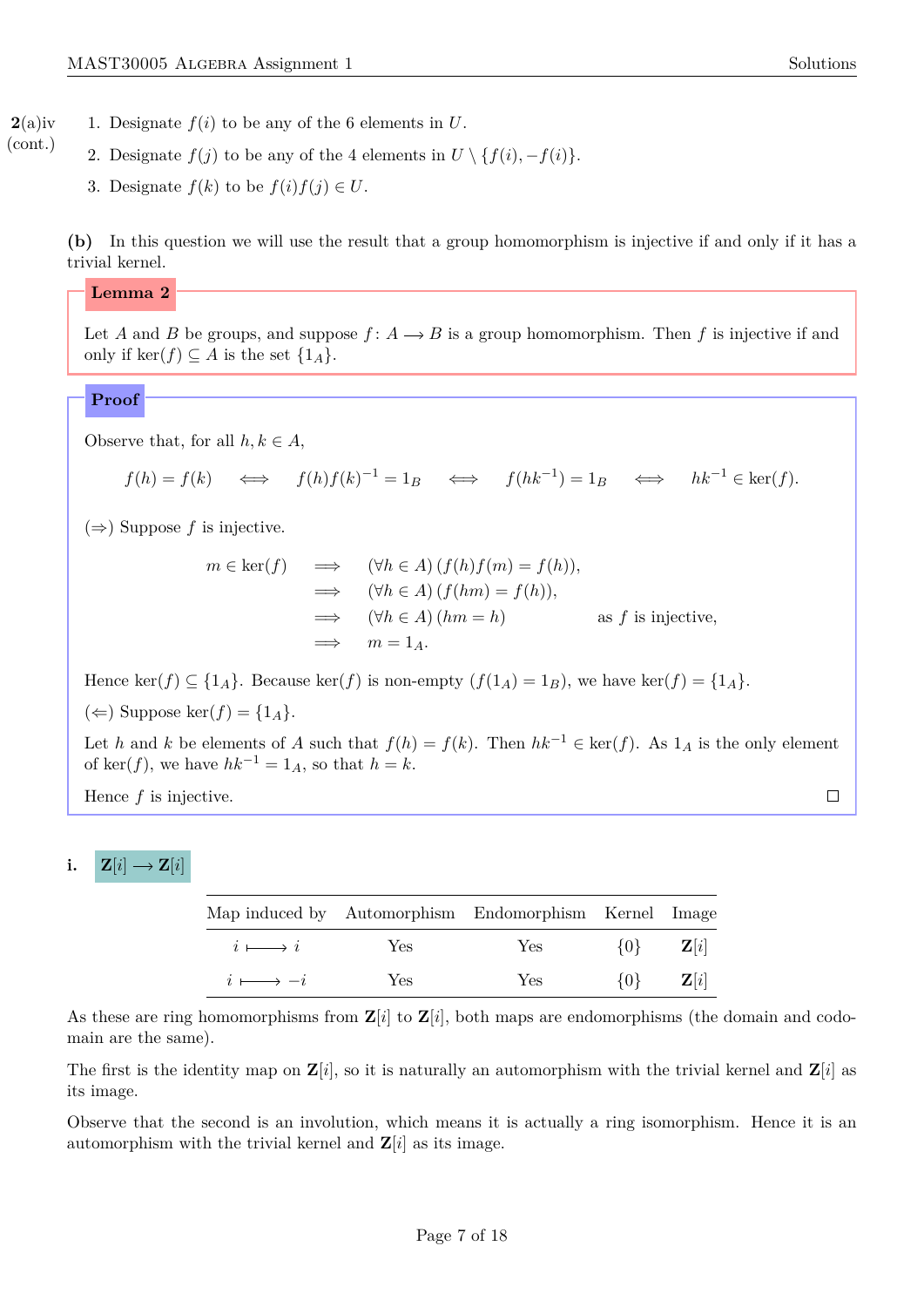**2(a)iv (cont.)**

1. Designate $f(i)$ to be any of the 6 elements in $U$.
2. Designate $f(j)$ to be any of the 4 elements in $U \setminus \{f(i), -f(i)\}$.
3. Designate $f(k)$ to be $f(i)f(j) \in U$.

**(b)** In this question we will use the result that a group homomorphism is injective if and only if it has a trivial kernel.

**Lemma 2**

Let $A$ and $B$ be groups, and suppose $f\colon A \longrightarrow B$ is a group homomorphism. Then $f$ is injective if and only if $\ker(f) \subseteq A$ is the set $\{1_A\}$.

**Proof**

Observe that, for all $h, k \in A$,

$$f(h) = f(k) \iff f(h)f(k)^{-1} = 1_B \iff f(hk^{-1}) = 1_B \iff hk^{-1} \in \ker(f).$$

$(\Rightarrow)$ Suppose $f$ is injective.

$$\begin{aligned} m \in \ker(f) &\implies (\forall h \in A)\,(f(h)f(m) = f(h)), \\ &\implies (\forall h \in A)\,(f(hm) = f(h)), \\ &\implies (\forall h \in A)\,(hm = h) \qquad \text{as } f \text{ is injective}, \\ &\implies m = 1_A. \end{aligned}$$

Hence $\ker(f) \subseteq \{1_A\}$. Because $\ker(f)$ is non-empty ($f(1_A) = 1_B$), we have $\ker(f) = \{1_A\}$.

$(\Leftarrow)$ Suppose $\ker(f) = \{1_A\}$.

Let $h$ and $k$ be elements of $A$ such that $f(h) = f(k)$. Then $hk^{-1} \in \ker(f)$. As $1_A$ is the only element of $\ker(f)$, we have $hk^{-1} = 1_A$, so that $h = k$.

Hence $f$ is injective. $\square$

**i.** $\mathbf{Z}[i] \longrightarrow \mathbf{Z}[i]$

| Map induced by | Automorphism | Endomorphism | Kernel | Image |
|---|---|---|---|---|
| $i \longmapsto i$ | Yes | Yes | $\{0\}$ | $\mathbf{Z}[i]$ |
| $i \longmapsto -i$ | Yes | Yes | $\{0\}$ | $\mathbf{Z}[i]$ |

As these are ring homomorphisms from $\mathbf{Z}[i]$ to $\mathbf{Z}[i]$, both maps are endomorphisms (the domain and codomain are the same).

The first is the identity map on $\mathbf{Z}[i]$, so it is naturally an automorphism with the trivial kernel and $\mathbf{Z}[i]$ as its image.

Observe that the second is an involution, which means it is actually a ring isomorphism. Hence it is an automorphism with the trivial kernel and $\mathbf{Z}[i]$ as its image.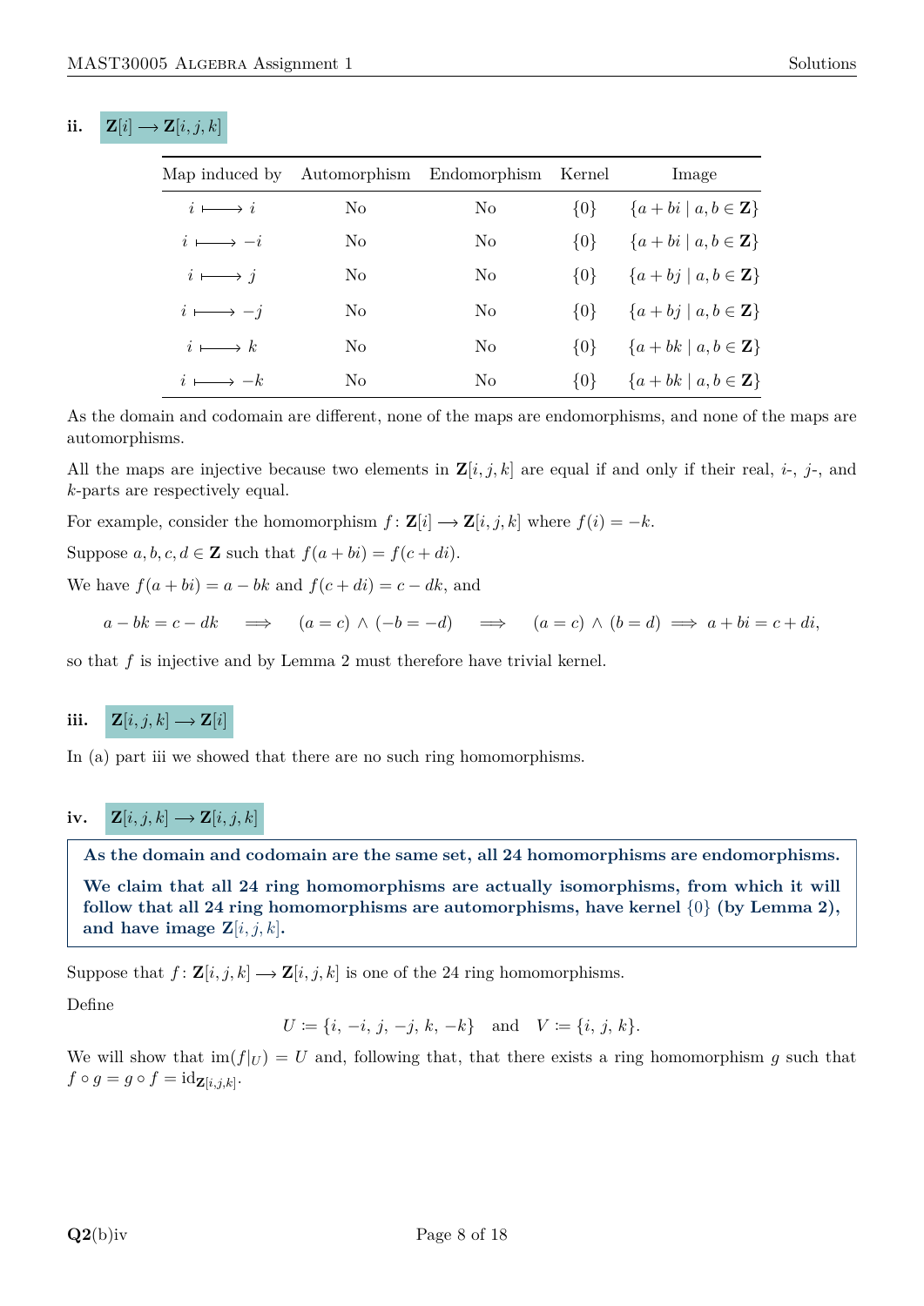### ii. $\mathbf{Z}[i] \longrightarrow \mathbf{Z}[i,j,k]$

| Map induced by | Automorphism | Endomorphism | Kernel | Image |
|---|---|---|---|---|
| $i \longmapsto i$ | No | No | $\{0\}$ | $\{a + bi \mid a, b \in \mathbf{Z}\}$ |
| $i \longmapsto -i$ | No | No | $\{0\}$ | $\{a + bi \mid a, b \in \mathbf{Z}\}$ |
| $i \longmapsto j$ | No | No | $\{0\}$ | $\{a + bj \mid a, b \in \mathbf{Z}\}$ |
| $i \longmapsto -j$ | No | No | $\{0\}$ | $\{a + bj \mid a, b \in \mathbf{Z}\}$ |
| $i \longmapsto k$ | No | No | $\{0\}$ | $\{a + bk \mid a, b \in \mathbf{Z}\}$ |
| $i \longmapsto -k$ | No | No | $\{0\}$ | $\{a + bk \mid a, b \in \mathbf{Z}\}$ |

As the domain and codomain are different, none of the maps are endomorphisms, and none of the maps are automorphisms.

All the maps are injective because two elements in $\mathbf{Z}[i,j,k]$ are equal if and only if their real, $i$-, $j$-, and $k$-parts are respectively equal.

For example, consider the homomorphism $f\colon \mathbf{Z}[i] \longrightarrow \mathbf{Z}[i,j,k]$ where $f(i) = -k$.

Suppose $a, b, c, d \in \mathbf{Z}$ such that $f(a + bi) = f(c + di)$.

We have $f(a + bi) = a - bk$ and $f(c + di) = c - dk$, and

$$a - bk = c - dk \quad \implies \quad (a = c) \wedge (-b = -d) \quad \implies \quad (a = c) \wedge (b = d) \implies a + bi = c + di,$$

so that $f$ is injective and by Lemma 2 must therefore have trivial kernel.

### iii. $\mathbf{Z}[i,j,k] \longrightarrow \mathbf{Z}[i]$

In (a) part iii we showed that there are no such ring homomorphisms.

### iv. $\mathbf{Z}[i,j,k] \longrightarrow \mathbf{Z}[i,j,k]$

**As the domain and codomain are the same set, all 24 homomorphisms are endomorphisms.**

**We claim that all 24 ring homomorphisms are actually isomorphisms, from which it will follow that all 24 ring homomorphisms are automorphisms, have kernel $\{0\}$ (by Lemma 2), and have image $\mathbf{Z}[i,j,k]$.**

Suppose that $f\colon \mathbf{Z}[i,j,k] \longrightarrow \mathbf{Z}[i,j,k]$ is one of the 24 ring homomorphisms.

Define

$$U \coloneqq \{i,\ -i,\ j,\ -j,\ k,\ -k\} \quad \text{and} \quad V \coloneqq \{i,\ j,\ k\}.$$

We will show that $\operatorname{im}(f|_U) = U$ and, following that, that there exists a ring homomorphism $g$ such that $f \circ g = g \circ f = \mathrm{id}_{\mathbf{Z}[i,j,k]}$.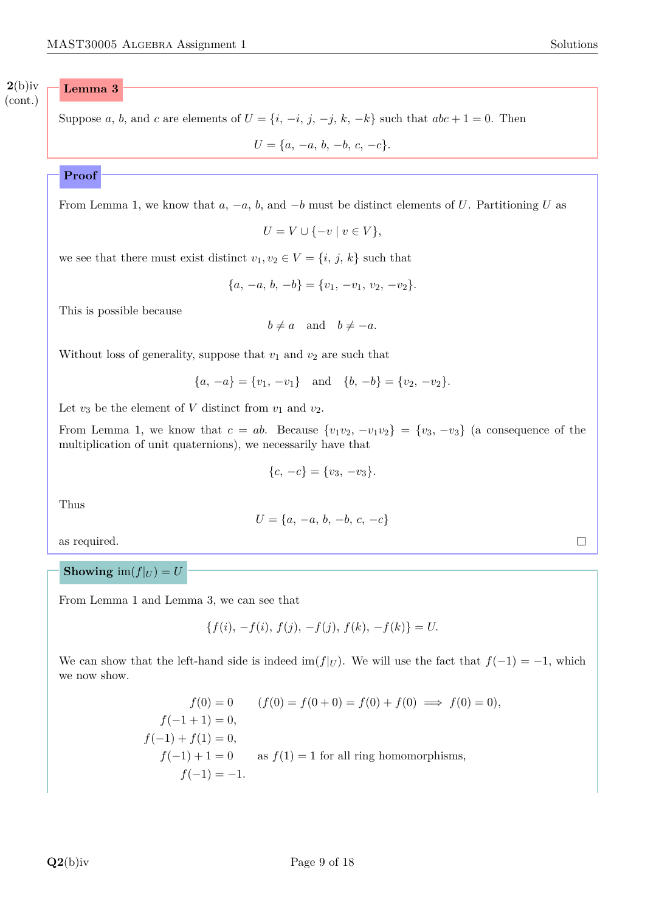**2**(b)iv (cont.)

**Lemma 3**

Suppose $a$, $b$, and $c$ are elements of $U = \{i, -i, j, -j, k, -k\}$ such that $abc + 1 = 0$. Then

$$U = \{a, -a, b, -b, c, -c\}.$$

**Proof**

From Lemma 1, we know that $a$, $-a$, $b$, and $-b$ must be distinct elements of $U$. Partitioning $U$ as

$$U = V \cup \{-v \mid v \in V\},$$

we see that there must exist distinct $v_1, v_2 \in V = \{i, j, k\}$ such that

$$\{a, -a, b, -b\} = \{v_1, -v_1, v_2, -v_2\}.$$

This is possible because

$$b \neq a \quad \text{and} \quad b \neq -a.$$

Without loss of generality, suppose that $v_1$ and $v_2$ are such that

$$\{a, -a\} = \{v_1, -v_1\} \quad \text{and} \quad \{b, -b\} = \{v_2, -v_2\}.$$

Let $v_3$ be the element of $V$ distinct from $v_1$ and $v_2$.

From Lemma 1, we know that $c = ab$. Because $\{v_1v_2, -v_1v_2\} = \{v_3, -v_3\}$ (a consequence of the multiplication of unit quaternions), we necessarily have that

$$\{c, -c\} = \{v_3, -v_3\}.$$

Thus

$$U = \{a, -a, b, -b, c, -c\}$$

as required. □

**Showing $\operatorname{im}(f|_U) = U$**

From Lemma 1 and Lemma 3, we can see that

$$\{f(i), -f(i), f(j), -f(j), f(k), -f(k)\} = U.$$

We can show that the left-hand side is indeed $\operatorname{im}(f|_U)$. We will use the fact that $f(-1) = -1$, which we now show.

$$\begin{aligned}
f(0) &= 0 \qquad (f(0) = f(0+0) = f(0) + f(0) \implies f(0) = 0),\\
f(-1+1) &= 0,\\
f(-1) + f(1) &= 0,\\
f(-1) + 1 &= 0 \qquad \text{as } f(1) = 1 \text{ for all ring homomorphisms},\\
f(-1) &= -1.
\end{aligned}$$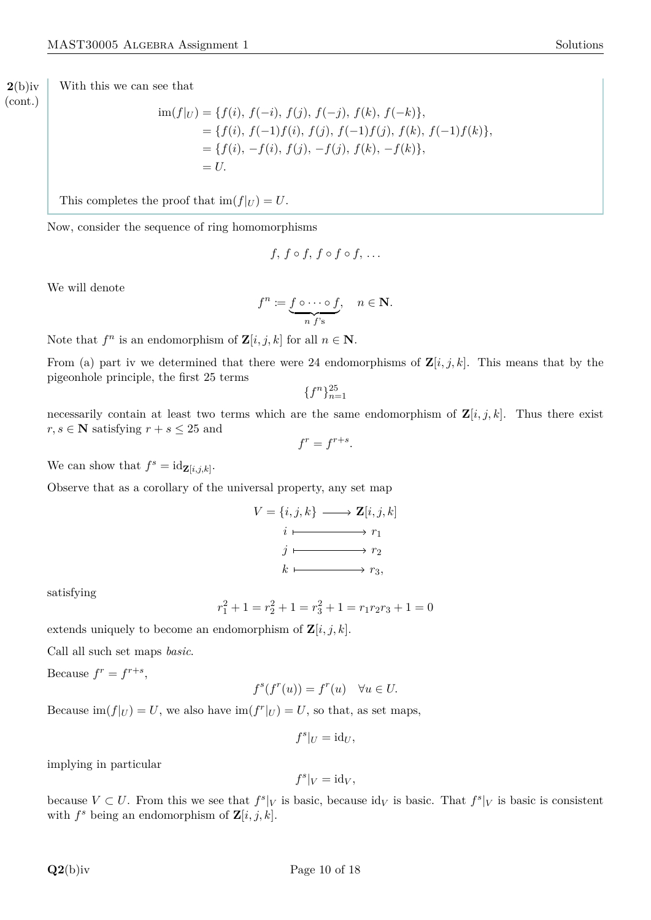**2**(b)iv (cont.)

With this we can see that

$$\begin{aligned}
\operatorname{im}(f|_U) &= \{f(i),\, f(-i),\, f(j),\, f(-j),\, f(k),\, f(-k)\}, \\
&= \{f(i),\, f(-1)f(i),\, f(j),\, f(-1)f(j),\, f(k),\, f(-1)f(k)\}, \\
&= \{f(i),\, -f(i),\, f(j),\, -f(j),\, f(k),\, -f(k)\}, \\
&= U.
\end{aligned}$$

This completes the proof that $\operatorname{im}(f|_U) = U$.

Now, consider the sequence of ring homomorphisms

$$f,\, f \circ f,\, f \circ f \circ f,\, \ldots$$

We will denote

$$f^n := \underbrace{f \circ \cdots \circ f}_{n\ f\text{'s}}, \quad n \in \mathbf{N}.$$

Note that $f^n$ is an endomorphism of $\mathbf{Z}[i,j,k]$ for all $n \in \mathbf{N}$.

From (a) part iv we determined that there were 24 endomorphisms of $\mathbf{Z}[i,j,k]$. This means that by the pigeonhole principle, the first 25 terms

$$\{f^n\}_{n=1}^{25}$$

necessarily contain at least two terms which are the same endomorphism of $\mathbf{Z}[i,j,k]$. Thus there exist $r, s \in \mathbf{N}$ satisfying $r + s \leq 25$ and

$$f^r = f^{r+s}.$$

We can show that $f^s = \mathrm{id}_{\mathbf{Z}[i,j,k]}$.

Observe that as a corollary of the universal property, any set map

$$\begin{aligned}
V = \{i,j,k\} &\longrightarrow \mathbf{Z}[i,j,k] \\
i &\longmapsto r_1 \\
j &\longmapsto r_2 \\
k &\longmapsto r_3,
\end{aligned}$$

satisfying

$$r_1^2 + 1 = r_2^2 + 1 = r_3^2 + 1 = r_1 r_2 r_3 + 1 = 0$$

extends uniquely to become an endomorphism of $\mathbf{Z}[i,j,k]$.

Call all such set maps *basic*.

Because $f^r = f^{r+s}$,

$$f^s(f^r(u)) = f^r(u) \quad \forall u \in U.$$

Because $\operatorname{im}(f|_U) = U$, we also have $\operatorname{im}(f^r|_U) = U$, so that, as set maps,

$$f^s|_U = \mathrm{id}_U,$$

implying in particular

$$f^s|_V = \mathrm{id}_V,$$

because $V \subset U$. From this we see that $f^s|_V$ is basic, because $\mathrm{id}_V$ is basic. That $f^s|_V$ is basic is consistent with $f^s$ being an endomorphism of $\mathbf{Z}[i,j,k]$.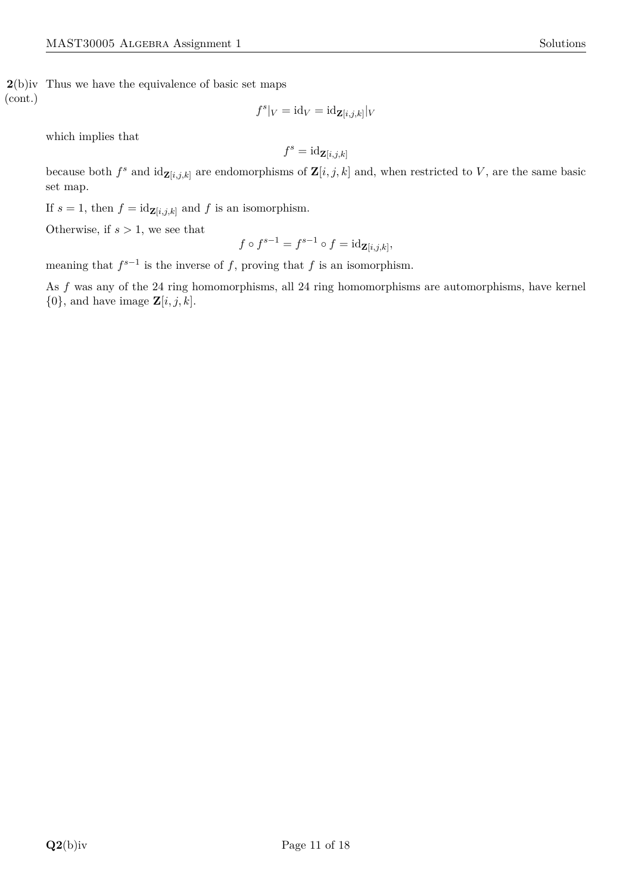**2**(b)iv (cont.)

Thus we have the equivalence of basic set maps

$$f^s|_V = \mathrm{id}_V = \mathrm{id}_{\mathbf{Z}[i,j,k]}|_V$$

which implies that

$$f^s = \mathrm{id}_{\mathbf{Z}[i,j,k]}$$

because both $f^s$ and $\mathrm{id}_{\mathbf{Z}[i,j,k]}$ are endomorphisms of $\mathbf{Z}[i,j,k]$ and, when restricted to $V$, are the same basic set map.

If $s = 1$, then $f = \mathrm{id}_{\mathbf{Z}[i,j,k]}$ and $f$ is an isomorphism.

Otherwise, if $s > 1$, we see that

$$f \circ f^{s-1} = f^{s-1} \circ f = \mathrm{id}_{\mathbf{Z}[i,j,k]},$$

meaning that $f^{s-1}$ is the inverse of $f$, proving that $f$ is an isomorphism.

As $f$ was any of the 24 ring homomorphisms, all 24 ring homomorphisms are automorphisms, have kernel $\{0\}$, and have image $\mathbf{Z}[i,j,k]$.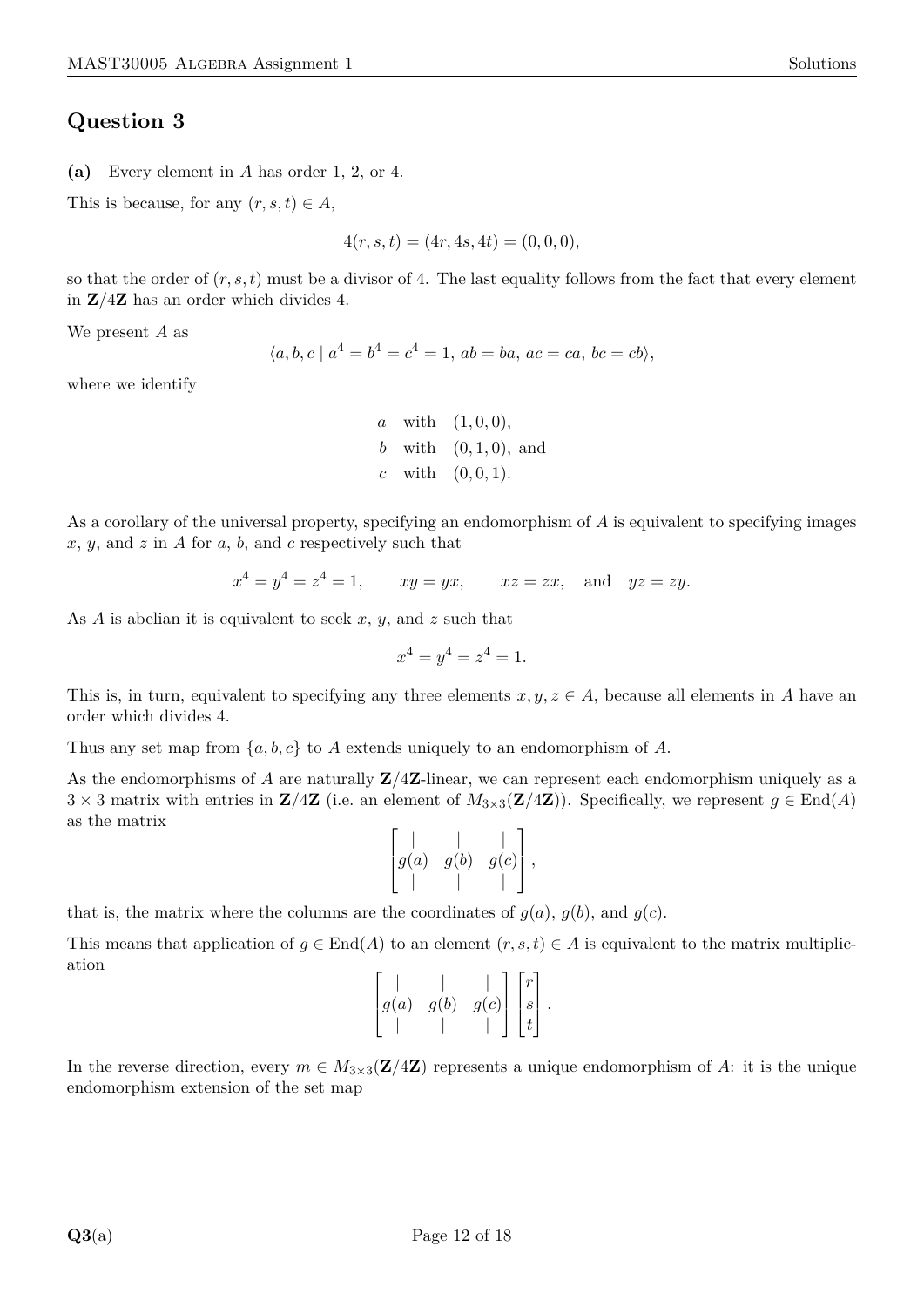## Question 3

**(a)** Every element in $A$ has order 1, 2, or 4.

This is because, for any $(r, s, t) \in A$,

$$4(r, s, t) = (4r, 4s, 4t) = (0, 0, 0),$$

so that the order of $(r, s, t)$ must be a divisor of 4. The last equality follows from the fact that every element in $\mathbf{Z}/4\mathbf{Z}$ has an order which divides 4.

We present $A$ as

$$\langle a, b, c \mid a^4 = b^4 = c^4 = 1,\ ab = ba,\ ac = ca,\ bc = cb \rangle,$$

where we identify

$$\begin{aligned} a &\quad \text{with} \quad (1, 0, 0), \\ b &\quad \text{with} \quad (0, 1, 0), \text{ and} \\ c &\quad \text{with} \quad (0, 0, 1). \end{aligned}$$

As a corollary of the universal property, specifying an endomorphism of $A$ is equivalent to specifying images $x$, $y$, and $z$ in $A$ for $a$, $b$, and $c$ respectively such that

$$x^4 = y^4 = z^4 = 1, \qquad xy = yx, \qquad xz = zx, \quad \text{and} \quad yz = zy.$$

As $A$ is abelian it is equivalent to seek $x$, $y$, and $z$ such that

$$x^4 = y^4 = z^4 = 1.$$

This is, in turn, equivalent to specifying any three elements $x, y, z \in A$, because all elements in $A$ have an order which divides 4.

Thus any set map from $\{a, b, c\}$ to $A$ extends uniquely to an endomorphism of $A$.

As the endomorphisms of $A$ are naturally $\mathbf{Z}/4\mathbf{Z}$-linear, we can represent each endomorphism uniquely as a $3 \times 3$ matrix with entries in $\mathbf{Z}/4\mathbf{Z}$ (i.e. an element of $M_{3\times 3}(\mathbf{Z}/4\mathbf{Z})$). Specifically, we represent $g \in \mathrm{End}(A)$ as the matrix

$$\begin{bmatrix} | & | & | \\ g(a) & g(b) & g(c) \\ | & | & | \end{bmatrix},$$

that is, the matrix where the columns are the coordinates of $g(a)$, $g(b)$, and $g(c)$.

This means that application of $g \in \mathrm{End}(A)$ to an element $(r, s, t) \in A$ is equivalent to the matrix multiplication

$$\begin{bmatrix} | & | & | \\ g(a) & g(b) & g(c) \\ | & | & | \end{bmatrix} \begin{bmatrix} r \\ s \\ t \end{bmatrix}.$$

In the reverse direction, every $m \in M_{3\times 3}(\mathbf{Z}/4\mathbf{Z})$ represents a unique endomorphism of $A$: it is the unique endomorphism extension of the set map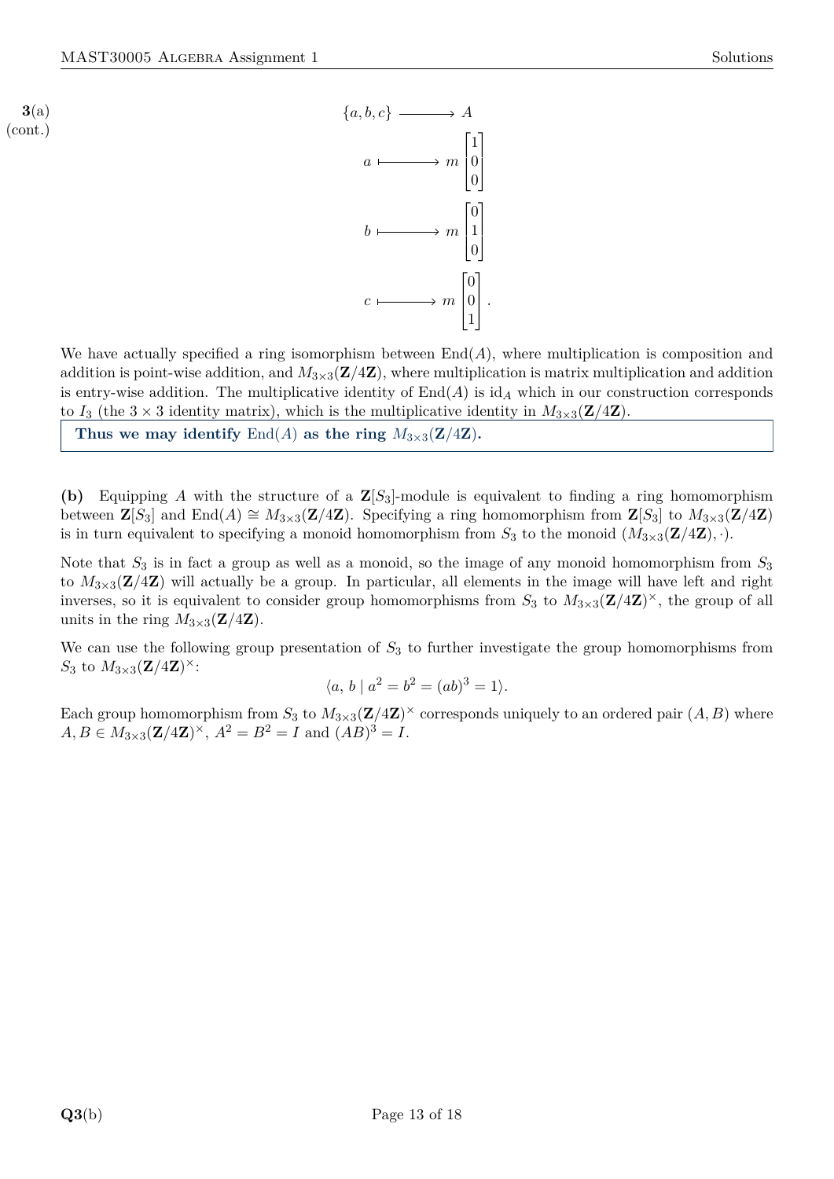**3**(a) (cont.)

$$
\begin{aligned}
\{a, b, c\} &\longrightarrow A \\
a &\longmapsto m \begin{bmatrix} 1 \\ 0 \\ 0 \end{bmatrix} \\
b &\longmapsto m \begin{bmatrix} 0 \\ 1 \\ 0 \end{bmatrix} \\
c &\longmapsto m \begin{bmatrix} 0 \\ 0 \\ 1 \end{bmatrix}.
\end{aligned}
$$

We have actually specified a ring isomorphism between $\mathrm{End}(A)$, where multiplication is composition and addition is point-wise addition, and $M_{3\times3}(\mathbf{Z}/4\mathbf{Z})$, where multiplication is matrix multiplication and addition is entry-wise addition. The multiplicative identity of $\mathrm{End}(A)$ is $\mathrm{id}_A$ which in our construction corresponds to $I_3$ (the $3 \times 3$ identity matrix), which is the multiplicative identity in $M_{3\times3}(\mathbf{Z}/4\mathbf{Z})$.

**Thus we may identify $\mathrm{End}(A)$ as the ring $M_{3\times3}(\mathbf{Z}/4\mathbf{Z})$.**

**(b)** Equipping $A$ with the structure of a $\mathbf{Z}[S_3]$-module is equivalent to finding a ring homomorphism between $\mathbf{Z}[S_3]$ and $\mathrm{End}(A) \cong M_{3\times3}(\mathbf{Z}/4\mathbf{Z})$. Specifying a ring homomorphism from $\mathbf{Z}[S_3]$ to $M_{3\times3}(\mathbf{Z}/4\mathbf{Z})$ is in turn equivalent to specifying a monoid homomorphism from $S_3$ to the monoid $(M_{3\times3}(\mathbf{Z}/4\mathbf{Z}), \cdot)$.

Note that $S_3$ is in fact a group as well as a monoid, so the image of any monoid homomorphism from $S_3$ to $M_{3\times3}(\mathbf{Z}/4\mathbf{Z})$ will actually be a group. In particular, all elements in the image will have left and right inverses, so it is equivalent to consider group homomorphisms from $S_3$ to $M_{3\times3}(\mathbf{Z}/4\mathbf{Z})^\times$, the group of all units in the ring $M_{3\times3}(\mathbf{Z}/4\mathbf{Z})$.

We can use the following group presentation of $S_3$ to further investigate the group homomorphisms from $S_3$ to $M_{3\times3}(\mathbf{Z}/4\mathbf{Z})^\times$:

$$\langle a,\, b \mid a^2 = b^2 = (ab)^3 = 1 \rangle.$$

Each group homomorphism from $S_3$ to $M_{3\times3}(\mathbf{Z}/4\mathbf{Z})^\times$ corresponds uniquely to an ordered pair $(A, B)$ where $A, B \in M_{3\times3}(\mathbf{Z}/4\mathbf{Z})^\times$, $A^2 = B^2 = I$ and $(AB)^3 = I$.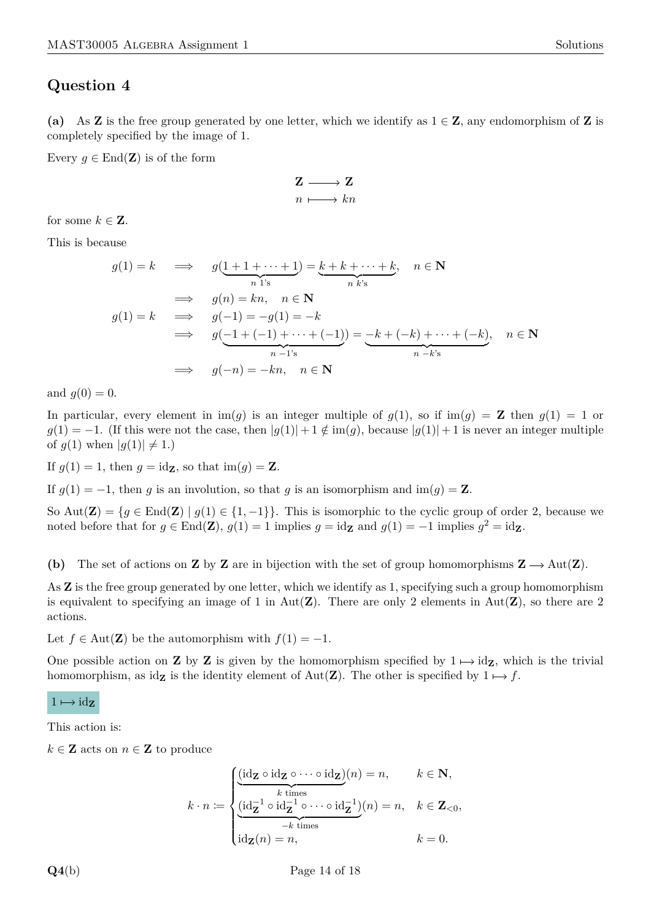## Question 4

**(a)** As $\mathbf{Z}$ is the free group generated by one letter, which we identify as $1 \in \mathbf{Z}$, any endomorphism of $\mathbf{Z}$ is completely specified by the image of 1.

Every $g \in \text{End}(\mathbf{Z})$ is of the form

$$\begin{aligned} \mathbf{Z} &\longrightarrow \mathbf{Z} \\ n &\longmapsto kn \end{aligned}$$

for some $k \in \mathbf{Z}$.

This is because

$$\begin{aligned}
g(1) = k \quad &\implies \quad g(\underbrace{1 + 1 + \cdots + 1}_{n \text{ 1's}}) = \underbrace{k + k + \cdots + k}_{n \text{ } k\text{'s}}, \quad n \in \mathbf{N} \\
&\implies \quad g(n) = kn, \quad n \in \mathbf{N} \\
g(1) = k \quad &\implies \quad g(-1) = -g(1) = -k \\
&\implies \quad g(\underbrace{-1 + (-1) + \cdots + (-1)}_{n \text{ } -1\text{'s}}) = \underbrace{-k + (-k) + \cdots + (-k)}_{n \text{ } -k\text{'s}}, \quad n \in \mathbf{N} \\
&\implies \quad g(-n) = -kn, \quad n \in \mathbf{N}
\end{aligned}$$

and $g(0) = 0$.

In particular, every element in $\text{im}(g)$ is an integer multiple of $g(1)$, so if $\text{im}(g) = \mathbf{Z}$ then $g(1) = 1$ or $g(1) = -1$. (If this were not the case, then $|g(1)| + 1 \notin \text{im}(g)$, because $|g(1)| + 1$ is never an integer multiple of $g(1)$ when $|g(1)| \neq 1$.)

If $g(1) = 1$, then $g = \text{id}_{\mathbf{Z}}$, so that $\text{im}(g) = \mathbf{Z}$.

If $g(1) = -1$, then $g$ is an involution, so that $g$ is an isomorphism and $\text{im}(g) = \mathbf{Z}$.

So $\text{Aut}(\mathbf{Z}) = \{g \in \text{End}(\mathbf{Z}) \mid g(1) \in \{1, -1\}\}$. This is isomorphic to the cyclic group of order 2, because we noted before that for $g \in \text{End}(\mathbf{Z})$, $g(1) = 1$ implies $g = \text{id}_{\mathbf{Z}}$ and $g(1) = -1$ implies $g^2 = \text{id}_{\mathbf{Z}}$.

**(b)** The set of actions on $\mathbf{Z}$ by $\mathbf{Z}$ are in bijection with the set of group homomorphisms $\mathbf{Z} \longrightarrow \text{Aut}(\mathbf{Z})$.

As $\mathbf{Z}$ is the free group generated by one letter, which we identify as 1, specifying such a group homomorphism is equivalent to specifying an image of 1 in $\text{Aut}(\mathbf{Z})$. There are only 2 elements in $\text{Aut}(\mathbf{Z})$, so there are 2 actions.

Let $f \in \text{Aut}(\mathbf{Z})$ be the automorphism with $f(1) = -1$.

One possible action on $\mathbf{Z}$ by $\mathbf{Z}$ is given by the homomorphism specified by $1 \mapsto \text{id}_{\mathbf{Z}}$, which is the trivial homomorphism, as $\text{id}_{\mathbf{Z}}$ is the identity element of $\text{Aut}(\mathbf{Z})$. The other is specified by $1 \mapsto f$.

$1 \mapsto \text{id}_{\mathbf{Z}}$

This action is:

$k \in \mathbf{Z}$ acts on $n \in \mathbf{Z}$ to produce

$$k \cdot n := \begin{cases} (\underbrace{\text{id}_{\mathbf{Z}} \circ \text{id}_{\mathbf{Z}} \circ \cdots \circ \text{id}_{\mathbf{Z}}}_{k \text{ times}})(n) = n, & k \in \mathbf{N}, \\ (\underbrace{\text{id}_{\mathbf{Z}}^{-1} \circ \text{id}_{\mathbf{Z}}^{-1} \circ \cdots \circ \text{id}_{\mathbf{Z}}^{-1}}_{-k \text{ times}})(n) = n, & k \in \mathbf{Z}_{<0}, \\ \text{id}_{\mathbf{Z}}(n) = n, & k = 0. \end{cases}$$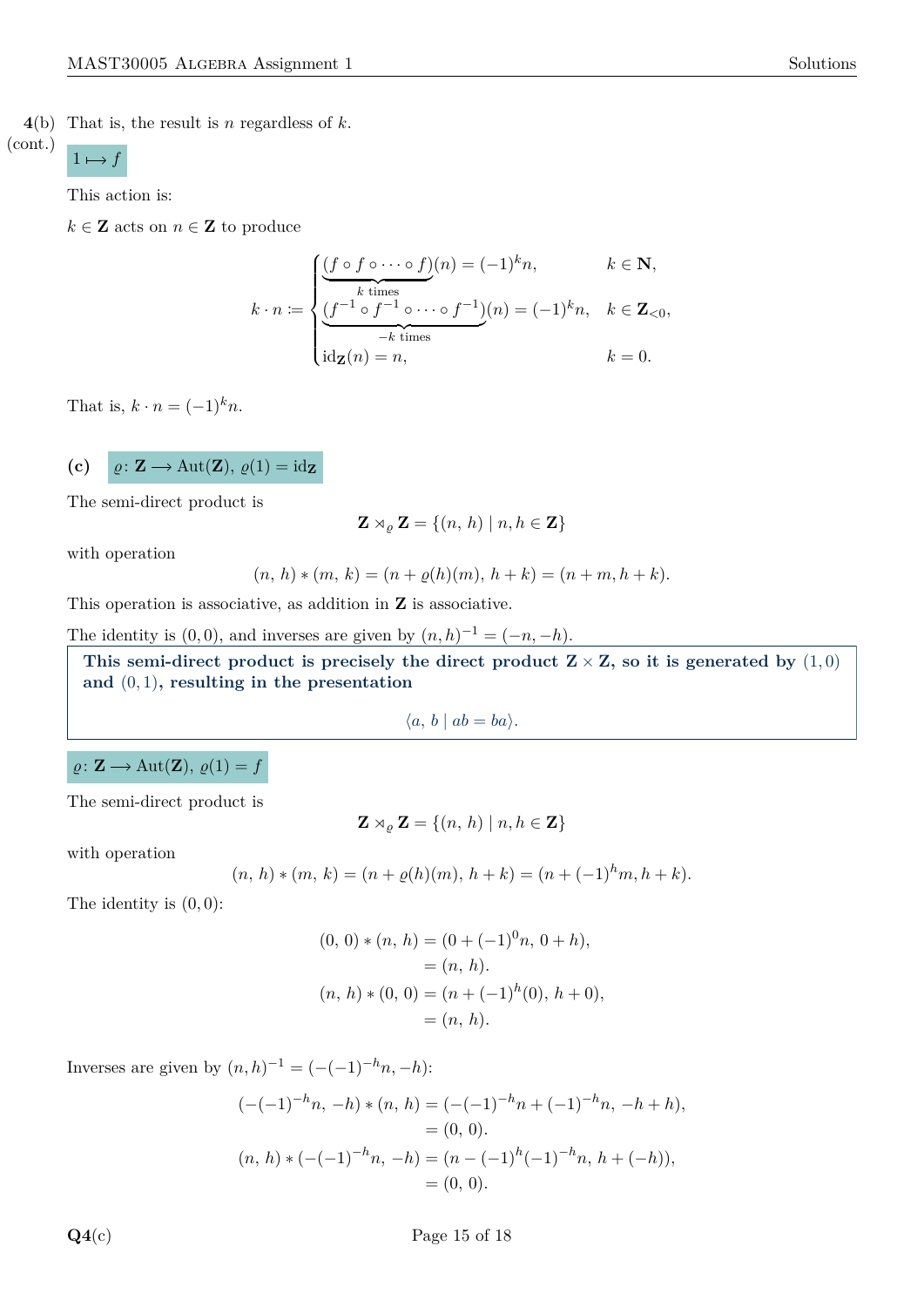**4(b) (cont.)** That is, the result is $n$ regardless of $k$.

$1 \longmapsto f$

This action is:

$k \in \mathbf{Z}$ acts on $n \in \mathbf{Z}$ to produce

$$k \cdot n := \begin{cases} (\underbrace{f \circ f \circ \cdots \circ f}_{k \text{ times}})(n) = (-1)^k n, & k \in \mathbf{N}, \\ (\underbrace{f^{-1} \circ f^{-1} \circ \cdots \circ f^{-1}}_{-k \text{ times}})(n) = (-1)^k n, & k \in \mathbf{Z}_{<0}, \\ \mathrm{id}_{\mathbf{Z}}(n) = n, & k = 0. \end{cases}$$

That is, $k \cdot n = (-1)^k n$.

**(c)** $\varrho \colon \mathbf{Z} \longrightarrow \mathrm{Aut}(\mathbf{Z})$, $\varrho(1) = \mathrm{id}_{\mathbf{Z}}$

The semi-direct product is

$$\mathbf{Z} \rtimes_\varrho \mathbf{Z} = \{(n,\, h) \mid n, h \in \mathbf{Z}\}$$

with operation

$$(n,\, h) * (m,\, k) = (n + \varrho(h)(m),\, h + k) = (n + m, h + k).$$

This operation is associative, as addition in $\mathbf{Z}$ is associative.

The identity is $(0, 0)$, and inverses are given by $(n, h)^{-1} = (-n, -h)$.

**This semi-direct product is precisely the direct product $\mathbf{Z} \times \mathbf{Z}$, so it is generated by $(1, 0)$ and $(0, 1)$, resulting in the presentation**

$$\langle a,\, b \mid ab = ba \rangle.$$

$\varrho \colon \mathbf{Z} \longrightarrow \mathrm{Aut}(\mathbf{Z})$, $\varrho(1) = f$

The semi-direct product is

$$\mathbf{Z} \rtimes_\varrho \mathbf{Z} = \{(n,\, h) \mid n, h \in \mathbf{Z}\}$$

with operation

$$(n,\, h) * (m,\, k) = (n + \varrho(h)(m),\, h + k) = (n + (-1)^h m, h + k).$$

The identity is $(0, 0)$:

$$\begin{aligned} (0,\, 0) * (n,\, h) &= (0 + (-1)^0 n,\, 0 + h), \\ &= (n,\, h). \\ (n,\, h) * (0,\, 0) &= (n + (-1)^h (0),\, h + 0), \\ &= (n,\, h). \end{aligned}$$

Inverses are given by $(n, h)^{-1} = (-(-1)^{-h} n, -h)$:

$$\begin{aligned} (-(-1)^{-h} n,\, -h) * (n,\, h) &= (-(-1)^{-h} n + (-1)^{-h} n,\, -h + h), \\ &= (0,\, 0). \\ (n,\, h) * (-(-1)^{-h} n,\, -h) &= (n - (-1)^h (-1)^{-h} n,\, h + (-h)), \\ &= (0,\, 0). \end{aligned}$$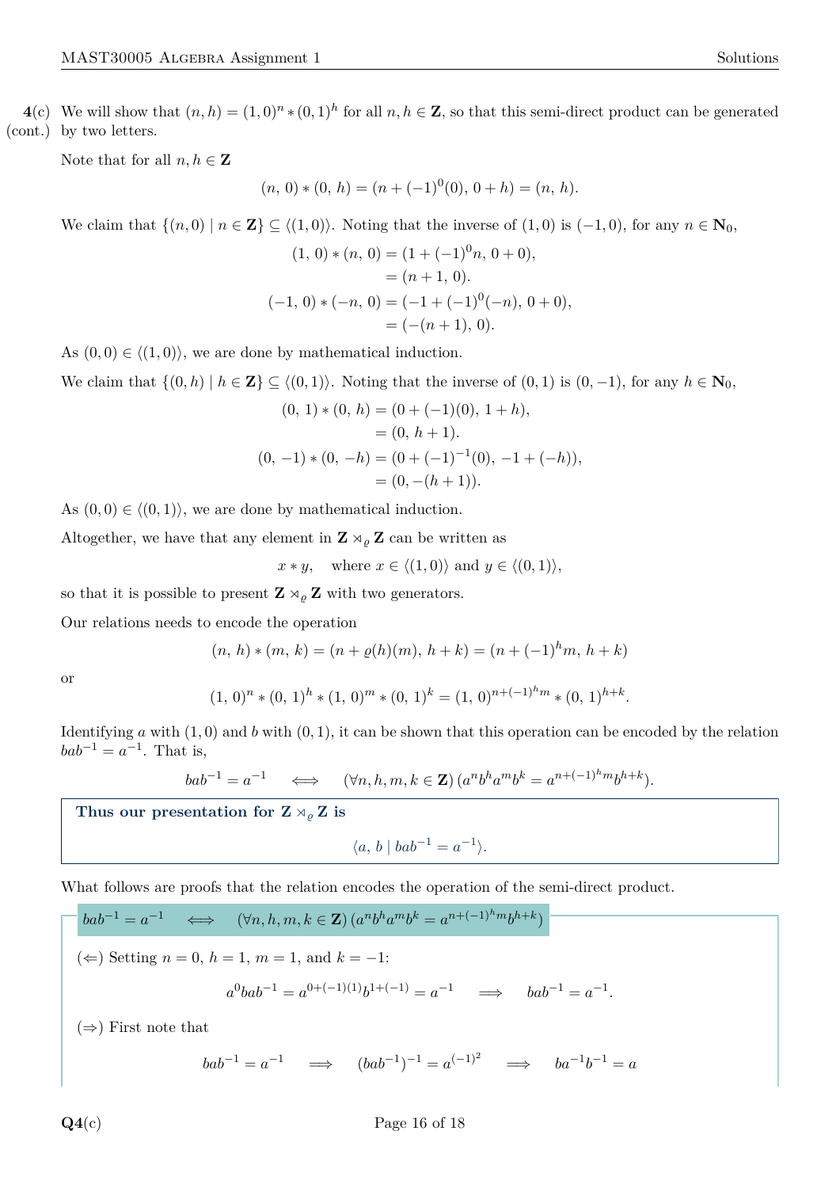**4(c) (cont.)** We will show that $(n, h) = (1, 0)^n * (0, 1)^h$ for all $n, h \in \mathbf{Z}$, so that this semi-direct product can be generated by two letters.

Note that for all $n, h \in \mathbf{Z}$

$$(n,\, 0) * (0,\, h) = (n + (-1)^0(0),\, 0 + h) = (n,\, h).$$

We claim that $\{(n, 0) \mid n \in \mathbf{Z}\} \subseteq \langle(1, 0)\rangle$. Noting that the inverse of $(1, 0)$ is $(-1, 0)$, for any $n \in \mathbf{N}_0$,

$$\begin{aligned}(1,\, 0) * (n,\, 0) &= (1 + (-1)^0 n,\, 0 + 0),\\ &= (n + 1,\, 0).\\ (-1,\, 0) * (-n,\, 0) &= (-1 + (-1)^0(-n),\, 0 + 0),\\ &= (-(n + 1),\, 0).\end{aligned}$$

As $(0, 0) \in \langle(1, 0)\rangle$, we are done by mathematical induction.

We claim that $\{(0, h) \mid h \in \mathbf{Z}\} \subseteq \langle(0, 1)\rangle$. Noting that the inverse of $(0, 1)$ is $(0, -1)$, for any $h \in \mathbf{N}_0$,

$$\begin{aligned}(0,\, 1) * (0,\, h) &= (0 + (-1)(0),\, 1 + h),\\ &= (0,\, h + 1).\\ (0,\, -1) * (0,\, -h) &= (0 + (-1)^{-1}(0),\, -1 + (-h)),\\ &= (0, -(h + 1)).\end{aligned}$$

As $(0, 0) \in \langle(0, 1)\rangle$, we are done by mathematical induction.

Altogether, we have that any element in $\mathbf{Z} \rtimes_\varrho \mathbf{Z}$ can be written as

$$x * y, \quad \text{where } x \in \langle(1, 0)\rangle \text{ and } y \in \langle(0, 1)\rangle,$$

so that it is possible to present $\mathbf{Z} \rtimes_\varrho \mathbf{Z}$ with two generators.

Our relations needs to encode the operation

$$(n,\, h) * (m,\, k) = (n + \varrho(h)(m),\, h + k) = (n + (-1)^h m,\, h + k)$$

or

$$(1,\, 0)^n * (0,\, 1)^h * (1,\, 0)^m * (0,\, 1)^k = (1,\, 0)^{n + (-1)^h m} * (0,\, 1)^{h+k}.$$

Identifying $a$ with $(1, 0)$ and $b$ with $(0, 1)$, it can be shown that this operation can be encoded by the relation $bab^{-1} = a^{-1}$. That is,

$$bab^{-1} = a^{-1} \quad \iff \quad (\forall n, h, m, k \in \mathbf{Z})\, (a^n b^h a^m b^k = a^{n+(-1)^h m} b^{h+k}).$$

**Thus our presentation for $\mathbf{Z} \rtimes_\varrho \mathbf{Z}$ is**

$$\langle a,\, b \mid bab^{-1} = a^{-1}\rangle.$$

What follows are proofs that the relation encodes the operation of the semi-direct product.

**$bab^{-1} = a^{-1} \quad \iff \quad (\forall n, h, m, k \in \mathbf{Z})\, (a^n b^h a^m b^k = a^{n+(-1)^h m} b^{h+k})$**

($\Leftarrow$) Setting $n = 0$, $h = 1$, $m = 1$, and $k = -1$:

$$a^0 bab^{-1} = a^{0+(-1)(1)} b^{1+(-1)} = a^{-1} \quad \implies \quad bab^{-1} = a^{-1}.$$

($\Rightarrow$) First note that

$$bab^{-1} = a^{-1} \quad \implies \quad (bab^{-1})^{-1} = a^{(-1)^2} \quad \implies \quad ba^{-1}b^{-1} = a$$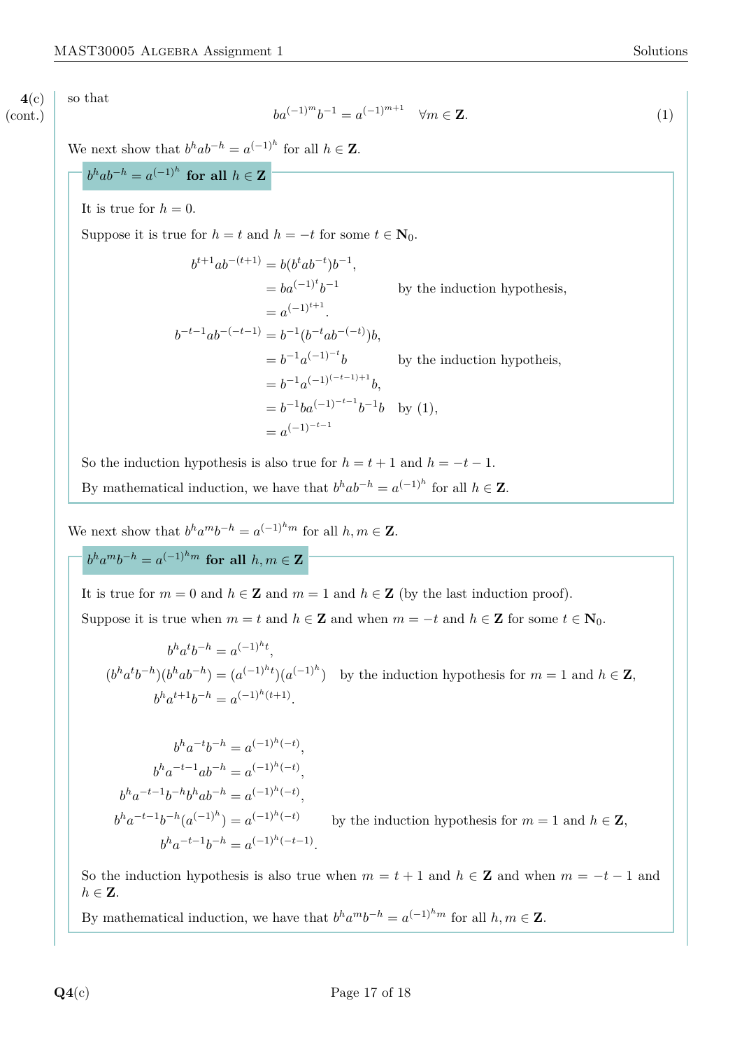**4(c) (cont.)**

so that

$$ba^{(-1)^m}b^{-1} = a^{(-1)^{m+1}} \quad \forall m \in \mathbf{Z}. \tag{1}$$

We next show that $b^h a b^{-h} = a^{(-1)^h}$ for all $h \in \mathbf{Z}$.

**$b^h a b^{-h} = a^{(-1)^h}$ for all $h \in \mathbf{Z}$**

It is true for $h = 0$.

Suppose it is true for $h = t$ and $h = -t$ for some $t \in \mathbf{N}_0$.

$$\begin{aligned}
b^{t+1}ab^{-(t+1)} &= b(b^t a b^{-t})b^{-1}, \\
&= ba^{(-1)^t}b^{-1} && \text{by the induction hypothesis,} \\
&= a^{(-1)^{t+1}}. \\
b^{-t-1}ab^{-(-t-1)} &= b^{-1}(b^{-t}ab^{-(-t)})b, \\
&= b^{-1}a^{(-1)^{-t}}b && \text{by the induction hypotheis,} \\
&= b^{-1}a^{(-1)^{(-t-1)+1}}b, \\
&= b^{-1}ba^{(-1)^{-t-1}}b^{-1}b && \text{by (1),} \\
&= a^{(-1)^{-t-1}}
\end{aligned}$$

So the induction hypothesis is also true for $h = t+1$ and $h = -t-1$.

By mathematical induction, we have that $b^h a b^{-h} = a^{(-1)^h}$ for all $h \in \mathbf{Z}$.

We next show that $b^h a^m b^{-h} = a^{(-1)^h m}$ for all $h, m \in \mathbf{Z}$.

**$b^h a^m b^{-h} = a^{(-1)^h m}$ for all $h, m \in \mathbf{Z}$**

It is true for $m = 0$ and $h \in \mathbf{Z}$ and $m = 1$ and $h \in \mathbf{Z}$ (by the last induction proof).

Suppose it is true when $m = t$ and $h \in \mathbf{Z}$ and when $m = -t$ and $h \in \mathbf{Z}$ for some $t \in \mathbf{N}_0$.

$$\begin{aligned}
b^h a^t b^{-h} &= a^{(-1)^h t}, \\
(b^h a^t b^{-h})(b^h a b^{-h}) &= (a^{(-1)^h t})(a^{(-1)^h}) && \text{by the induction hypothesis for } m = 1 \text{ and } h \in \mathbf{Z}, \\
b^h a^{t+1} b^{-h} &= a^{(-1)^h (t+1)}.
\end{aligned}$$

$$\begin{aligned}
b^h a^{-t} b^{-h} &= a^{(-1)^h (-t)}, \\
b^h a^{-t-1} a b^{-h} &= a^{(-1)^h (-t)}, \\
b^h a^{-t-1} b^{-h} b^h a b^{-h} &= a^{(-1)^h (-t)}, \\
b^h a^{-t-1} b^{-h} (a^{(-1)^h}) &= a^{(-1)^h (-t)} && \text{by the induction hypothesis for } m = 1 \text{ and } h \in \mathbf{Z}, \\
b^h a^{-t-1} b^{-h} &= a^{(-1)^h (-t-1)}.
\end{aligned}$$

So the induction hypothesis is also true when $m = t+1$ and $h \in \mathbf{Z}$ and when $m = -t-1$ and $h \in \mathbf{Z}$.

By mathematical induction, we have that $b^h a^m b^{-h} = a^{(-1)^h m}$ for all $h, m \in \mathbf{Z}$.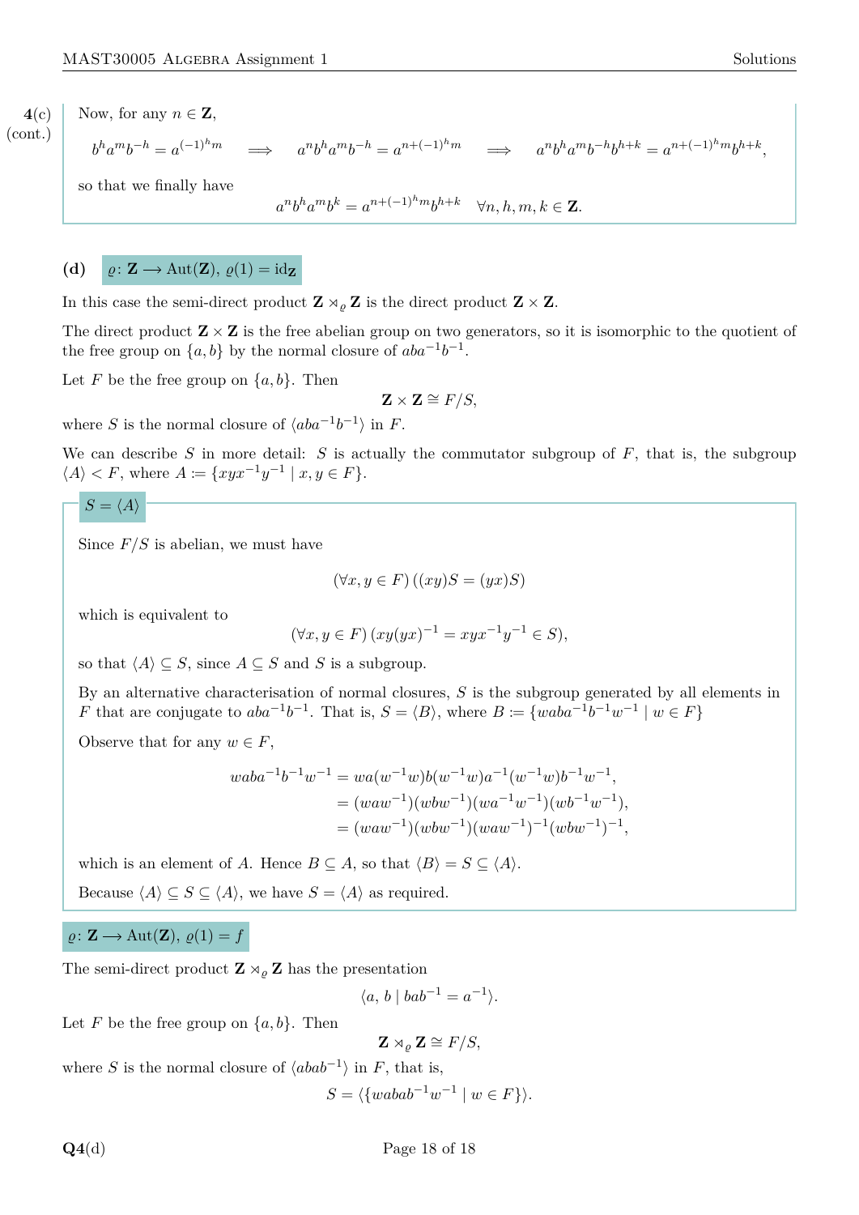**4(c) (cont.)**

Now, for any $n \in \mathbf{Z}$,

$$b^h a^m b^{-h} = a^{(-1)^h m} \quad \Longrightarrow \quad a^n b^h a^m b^{-h} = a^{n+(-1)^h m} \quad \Longrightarrow \quad a^n b^h a^m b^{-h} b^{h+k} = a^{n+(-1)^h m} b^{h+k},$$

so that we finally have

$$a^n b^h a^m b^k = a^{n+(-1)^h m} b^{h+k} \quad \forall n, h, m, k \in \mathbf{Z}.$$

**(d)** $\varrho\colon \mathbf{Z} \longrightarrow \mathrm{Aut}(\mathbf{Z})$, $\varrho(1) = \mathrm{id}_{\mathbf{Z}}$

In this case the semi-direct product $\mathbf{Z} \rtimes_\varrho \mathbf{Z}$ is the direct product $\mathbf{Z} \times \mathbf{Z}$.

The direct product $\mathbf{Z} \times \mathbf{Z}$ is the free abelian group on two generators, so it is isomorphic to the quotient of the free group on $\{a, b\}$ by the normal closure of $aba^{-1}b^{-1}$.

Let $F$ be the free group on $\{a, b\}$. Then

$$\mathbf{Z} \times \mathbf{Z} \cong F/S,$$

where $S$ is the normal closure of $\langle aba^{-1}b^{-1}\rangle$ in $F$.

We can describe $S$ in more detail: $S$ is actually the commutator subgroup of $F$, that is, the subgroup $\langle A \rangle < F$, where $A := \{xyx^{-1}y^{-1} \mid x, y \in F\}$.

$S = \langle A \rangle$

Since $F/S$ is abelian, we must have

$$(\forall x, y \in F)\,((xy)S = (yx)S)$$

which is equivalent to

$$(\forall x, y \in F)\,(xy(yx)^{-1} = xyx^{-1}y^{-1} \in S),$$

so that $\langle A \rangle \subseteq S$, since $A \subseteq S$ and $S$ is a subgroup.

By an alternative characterisation of normal closures, $S$ is the subgroup generated by all elements in $F$ that are conjugate to $aba^{-1}b^{-1}$. That is, $S = \langle B \rangle$, where $B := \{waba^{-1}b^{-1}w^{-1} \mid w \in F\}$

Observe that for any $w \in F$,

$$\begin{aligned}
waba^{-1}b^{-1}w^{-1} &= wa(w^{-1}w)b(w^{-1}w)a^{-1}(w^{-1}w)b^{-1}w^{-1}, \\
&= (waw^{-1})(wbw^{-1})(wa^{-1}w^{-1})(wb^{-1}w^{-1}), \\
&= (waw^{-1})(wbw^{-1})(waw^{-1})^{-1}(wbw^{-1})^{-1},
\end{aligned}$$

which is an element of $A$. Hence $B \subseteq A$, so that $\langle B \rangle = S \subseteq \langle A \rangle$.

Because $\langle A \rangle \subseteq S \subseteq \langle A \rangle$, we have $S = \langle A \rangle$ as required.

$\varrho\colon \mathbf{Z} \longrightarrow \mathrm{Aut}(\mathbf{Z})$, $\varrho(1) = f$

The semi-direct product $\mathbf{Z} \rtimes_\varrho \mathbf{Z}$ has the presentation

$$\langle a,\, b \mid bab^{-1} = a^{-1}\rangle.$$

Let $F$ be the free group on $\{a, b\}$. Then

$$\mathbf{Z} \rtimes_\varrho \mathbf{Z} \cong F/S,$$

where $S$ is the normal closure of $\langle abab^{-1}\rangle$ in $F$, that is,

$$S = \langle\{wabab^{-1}w^{-1} \mid w \in F\}\rangle.$$